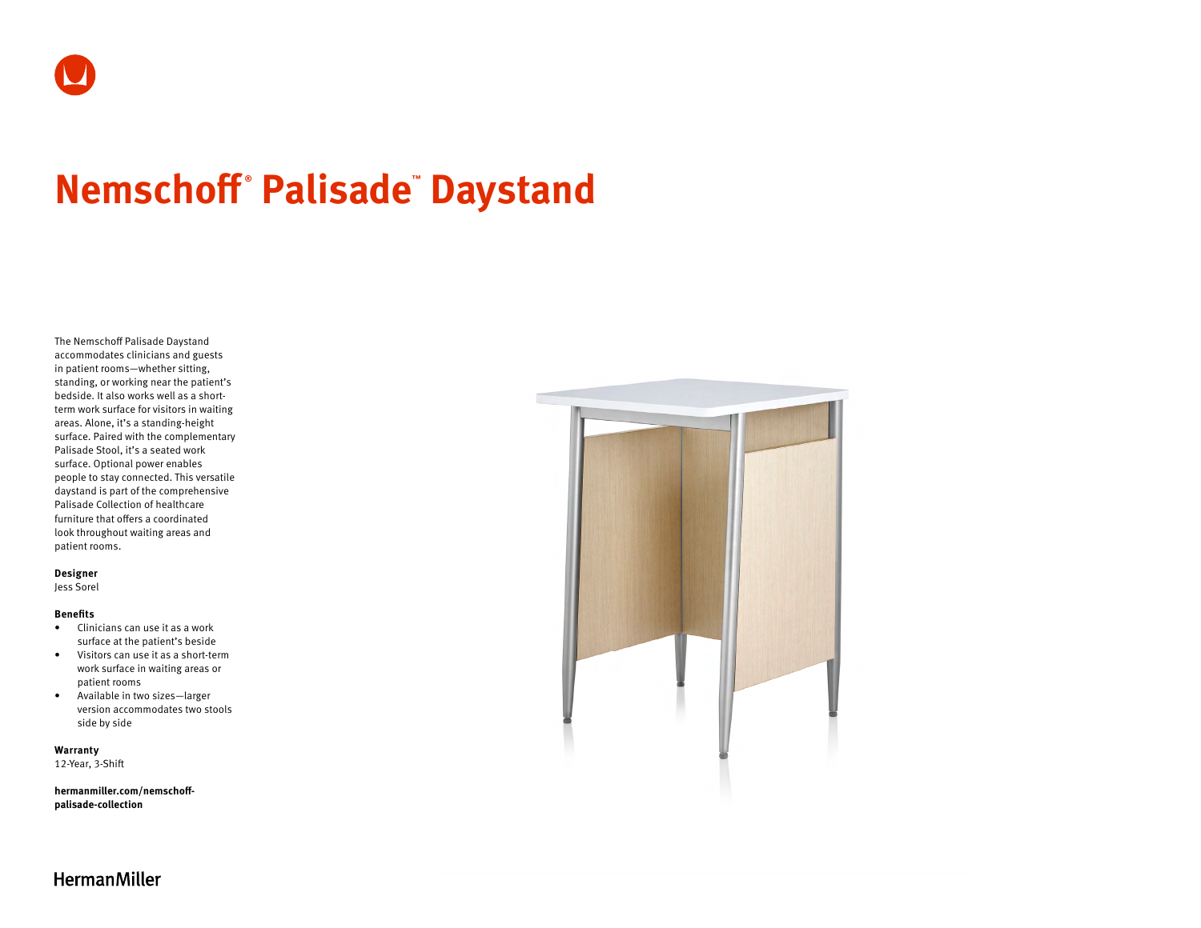# Nemschoff® Palisade™ Daystand

The Nemschoff Palisade Daystand accommodates clinicians and guests in patient rooms—whether sitting, standing, or working near the patient's bedside. It also works well as a short-term work surface for visitors in waiting areas. Alone, it's a standing-height surface. Paired with the complementary Palisade Stool, it's a seated work surface. Optional power enables people to stay connected. This versatile daystand is part of the comprehensive Palisade Collection of healthcare furniture that offers a coordinated look throughout waiting areas and patient rooms.

**Designer**
Jess Sorel

**Benefits**

- Clinicians can use it as a work surface at the patient's beside
- Visitors can use it as a short-term work surface in waiting areas or patient rooms
- Available in two sizes—larger version accommodates two stools side by side

**Warranty**
12-Year, 3-Shift

**hermanmiller.com/nemschoff-palisade-collection**

HermanMiller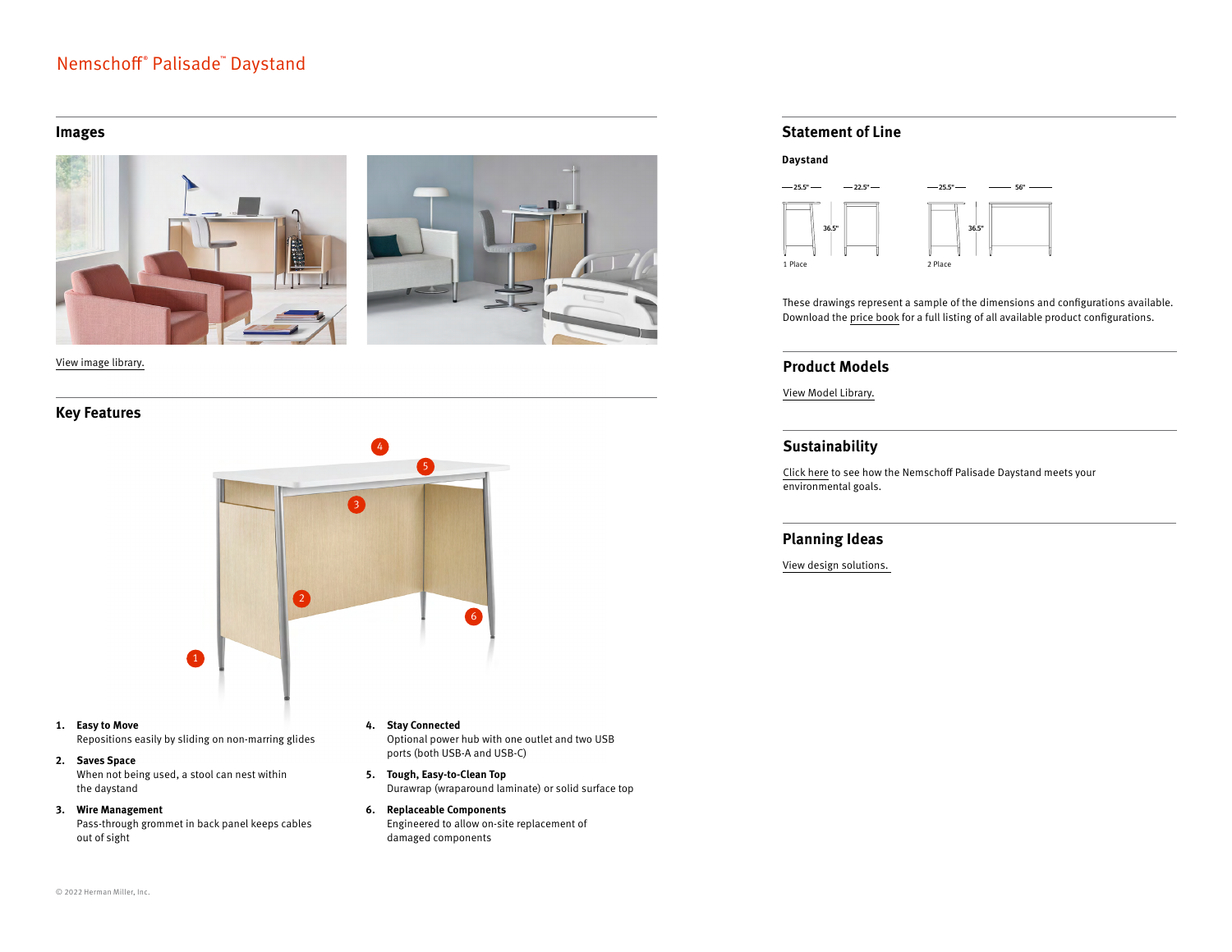# Nemschoff® Palisade™ Daystand

## Images

View image library.

## Key Features

1. **Easy to Move**
   Repositions easily by sliding on non-marring glides
2. **Saves Space**
   When not being used, a stool can nest within the daystand
3. **Wire Management**
   Pass-through grommet in back panel keeps cables out of sight
4. **Stay Connected**
   Optional power hub with one outlet and two USB ports (both USB-A and USB-C)
5. **Tough, Easy-to-Clean Top**
   Durawrap (wraparound laminate) or solid surface top
6. **Replaceable Components**
   Engineered to allow on-site replacement of damaged components

## Statement of Line

**Daystand**

25.5"
22.5"
36.5"
1 Place

25.5"
56"
36.5"
2 Place

These drawings represent a sample of the dimensions and configurations available. Download the price book for a full listing of all available product configurations.

## Product Models

View Model Library.

## Sustainability

Click here to see how the Nemschoff Palisade Daystand meets your environmental goals.

## Planning Ideas

View design solutions.

© 2022 Herman Miller, Inc.